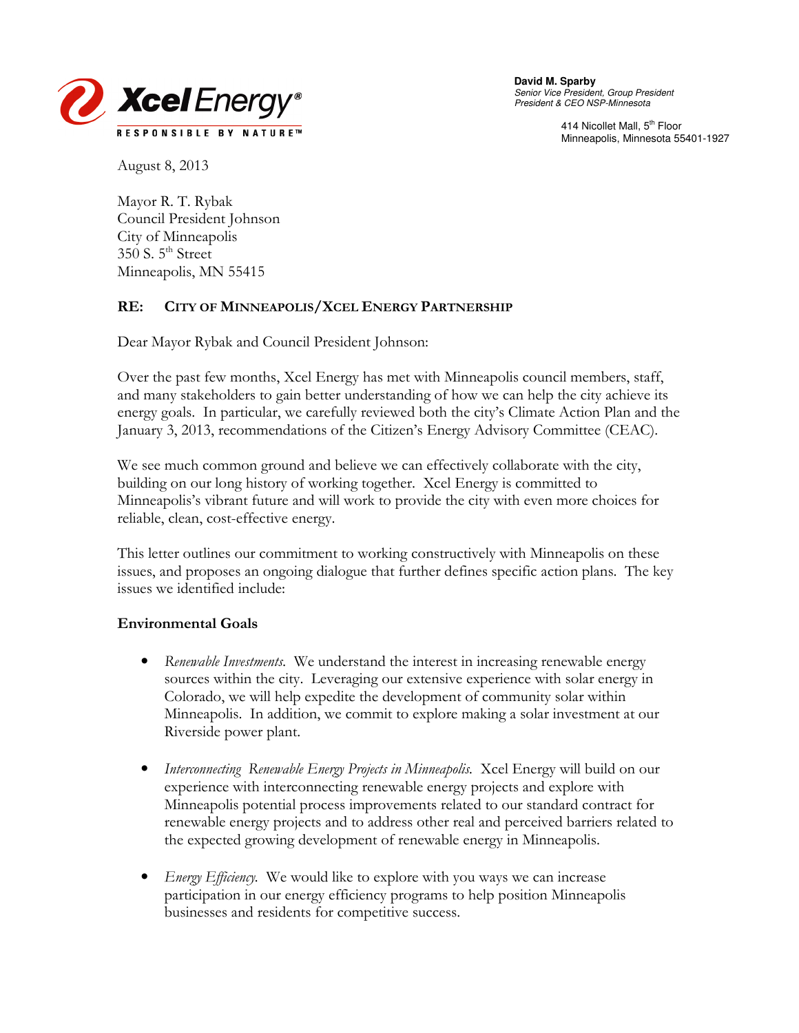**Xcel Energy®**
RESPONSIBLE BY NATURE™

**David M. Sparby**
*Senior Vice President, Group President*
*President & CEO NSP-Minnesota*

414 Nicollet Mall, 5th Floor
Minneapolis, Minnesota 55401-1927

August 8, 2013

Mayor R. T. Rybak
Council President Johnson
City of Minneapolis
350 S. 5th Street
Minneapolis, MN 55415

**RE: CITY OF MINNEAPOLIS/XCEL ENERGY PARTNERSHIP**

Dear Mayor Rybak and Council President Johnson:

Over the past few months, Xcel Energy has met with Minneapolis council members, staff, and many stakeholders to gain better understanding of how we can help the city achieve its energy goals. In particular, we carefully reviewed both the city's Climate Action Plan and the January 3, 2013, recommendations of the Citizen's Energy Advisory Committee (CEAC).

We see much common ground and believe we can effectively collaborate with the city, building on our long history of working together. Xcel Energy is committed to Minneapolis's vibrant future and will work to provide the city with even more choices for reliable, clean, cost-effective energy.

This letter outlines our commitment to working constructively with Minneapolis on these issues, and proposes an ongoing dialogue that further defines specific action plans. The key issues we identified include:

**Environmental Goals**

- *Renewable Investments.* We understand the interest in increasing renewable energy sources within the city. Leveraging our extensive experience with solar energy in Colorado, we will help expedite the development of community solar within Minneapolis. In addition, we commit to explore making a solar investment at our Riverside power plant.

- *Interconnecting Renewable Energy Projects in Minneapolis.* Xcel Energy will build on our experience with interconnecting renewable energy projects and explore with Minneapolis potential process improvements related to our standard contract for renewable energy projects and to address other real and perceived barriers related to the expected growing development of renewable energy in Minneapolis.

- *Energy Efficiency.* We would like to explore with you ways we can increase participation in our energy efficiency programs to help position Minneapolis businesses and residents for competitive success.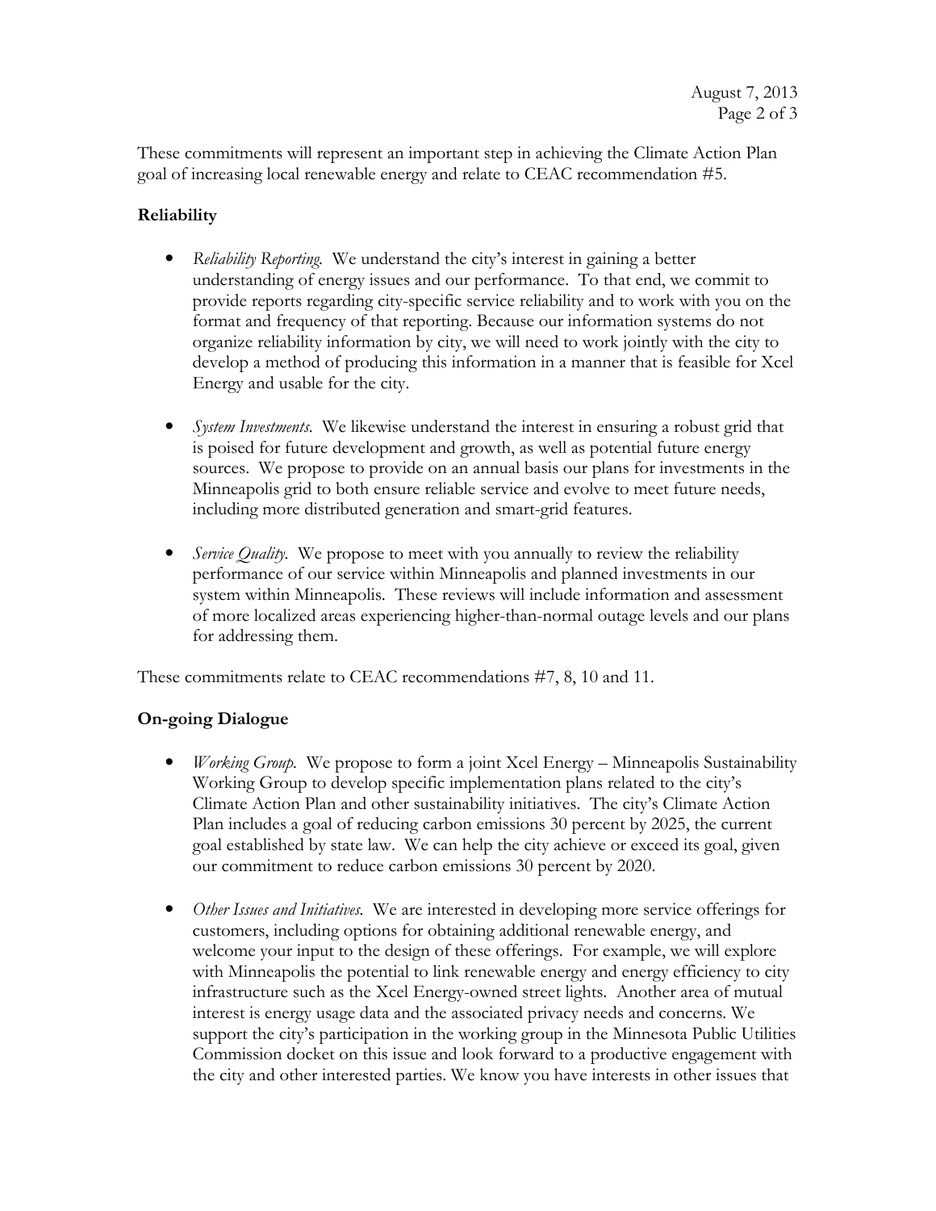These commitments will represent an important step in achieving the Climate Action Plan goal of increasing local renewable energy and relate to CEAC recommendation #5.

**Reliability**

- *Reliability Reporting.* We understand the city's interest in gaining a better understanding of energy issues and our performance. To that end, we commit to provide reports regarding city-specific service reliability and to work with you on the format and frequency of that reporting. Because our information systems do not organize reliability information by city, we will need to work jointly with the city to develop a method of producing this information in a manner that is feasible for Xcel Energy and usable for the city.

- *System Investments.* We likewise understand the interest in ensuring a robust grid that is poised for future development and growth, as well as potential future energy sources. We propose to provide on an annual basis our plans for investments in the Minneapolis grid to both ensure reliable service and evolve to meet future needs, including more distributed generation and smart-grid features.

- *Service Quality.* We propose to meet with you annually to review the reliability performance of our service within Minneapolis and planned investments in our system within Minneapolis. These reviews will include information and assessment of more localized areas experiencing higher-than-normal outage levels and our plans for addressing them.

These commitments relate to CEAC recommendations #7, 8, 10 and 11.

**On-going Dialogue**

- *Working Group.* We propose to form a joint Xcel Energy – Minneapolis Sustainability Working Group to develop specific implementation plans related to the city's Climate Action Plan and other sustainability initiatives. The city's Climate Action Plan includes a goal of reducing carbon emissions 30 percent by 2025, the current goal established by state law. We can help the city achieve or exceed its goal, given our commitment to reduce carbon emissions 30 percent by 2020.

- *Other Issues and Initiatives.* We are interested in developing more service offerings for customers, including options for obtaining additional renewable energy, and welcome your input to the design of these offerings. For example, we will explore with Minneapolis the potential to link renewable energy and energy efficiency to city infrastructure such as the Xcel Energy-owned street lights. Another area of mutual interest is energy usage data and the associated privacy needs and concerns. We support the city's participation in the working group in the Minnesota Public Utilities Commission docket on this issue and look forward to a productive engagement with the city and other interested parties. We know you have interests in other issues that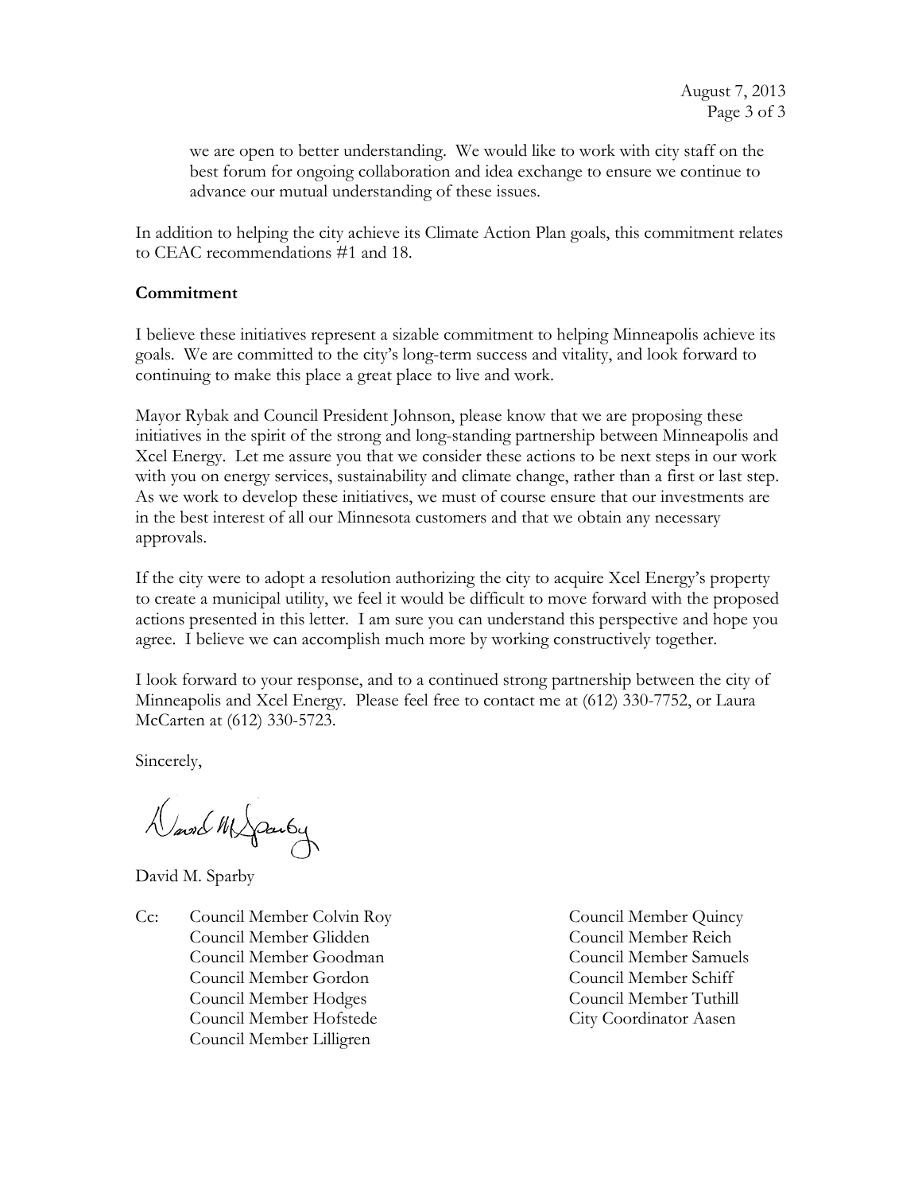we are open to better understanding. We would like to work with city staff on the best forum for ongoing collaboration and idea exchange to ensure we continue to advance our mutual understanding of these issues.

In addition to helping the city achieve its Climate Action Plan goals, this commitment relates to CEAC recommendations #1 and 18.

**Commitment**

I believe these initiatives represent a sizable commitment to helping Minneapolis achieve its goals. We are committed to the city's long-term success and vitality, and look forward to continuing to make this place a great place to live and work.

Mayor Rybak and Council President Johnson, please know that we are proposing these initiatives in the spirit of the strong and long-standing partnership between Minneapolis and Xcel Energy. Let me assure you that we consider these actions to be next steps in our work with you on energy services, sustainability and climate change, rather than a first or last step. As we work to develop these initiatives, we must of course ensure that our investments are in the best interest of all our Minnesota customers and that we obtain any necessary approvals.

If the city were to adopt a resolution authorizing the city to acquire Xcel Energy's property to create a municipal utility, we feel it would be difficult to move forward with the proposed actions presented in this letter. I am sure you can understand this perspective and hope you agree. I believe we can accomplish much more by working constructively together.

I look forward to your response, and to a continued strong partnership between the city of Minneapolis and Xcel Energy. Please feel free to contact me at (612) 330-7752, or Laura McCarten at (612) 330-5723.

Sincerely,

David M. Sparby

Cc: Council Member Colvin Roy
Council Member Glidden
Council Member Goodman
Council Member Gordon
Council Member Hodges
Council Member Hofstede
Council Member Lilligren
Council Member Quincy
Council Member Reich
Council Member Samuels
Council Member Schiff
Council Member Tuthill
City Coordinator Aasen